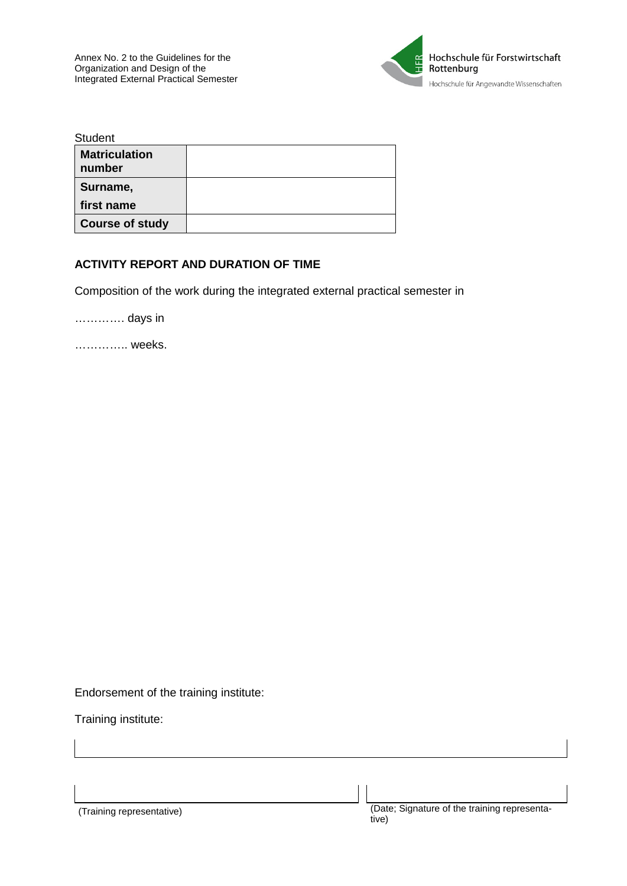Annex No. 2 to the Guidelines for the Organization and Design of the Integrated External Practical Semester

Hochschule für Forstwirtschaft Rottenburg
Hochschule für Angewandte Wissenschaften

Student

| **Matriculation number** | |
|---|---|
| **Surname, first name** | |
| **Course of study** | |

**ACTIVITY REPORT AND DURATION OF TIME**

Composition of the work during the integrated external practical semester in

…………. days in

………….. weeks.

Endorsement of the training institute:

Training institute:

| (Training representative) | (Date; Signature of the training representative) |
|---|---|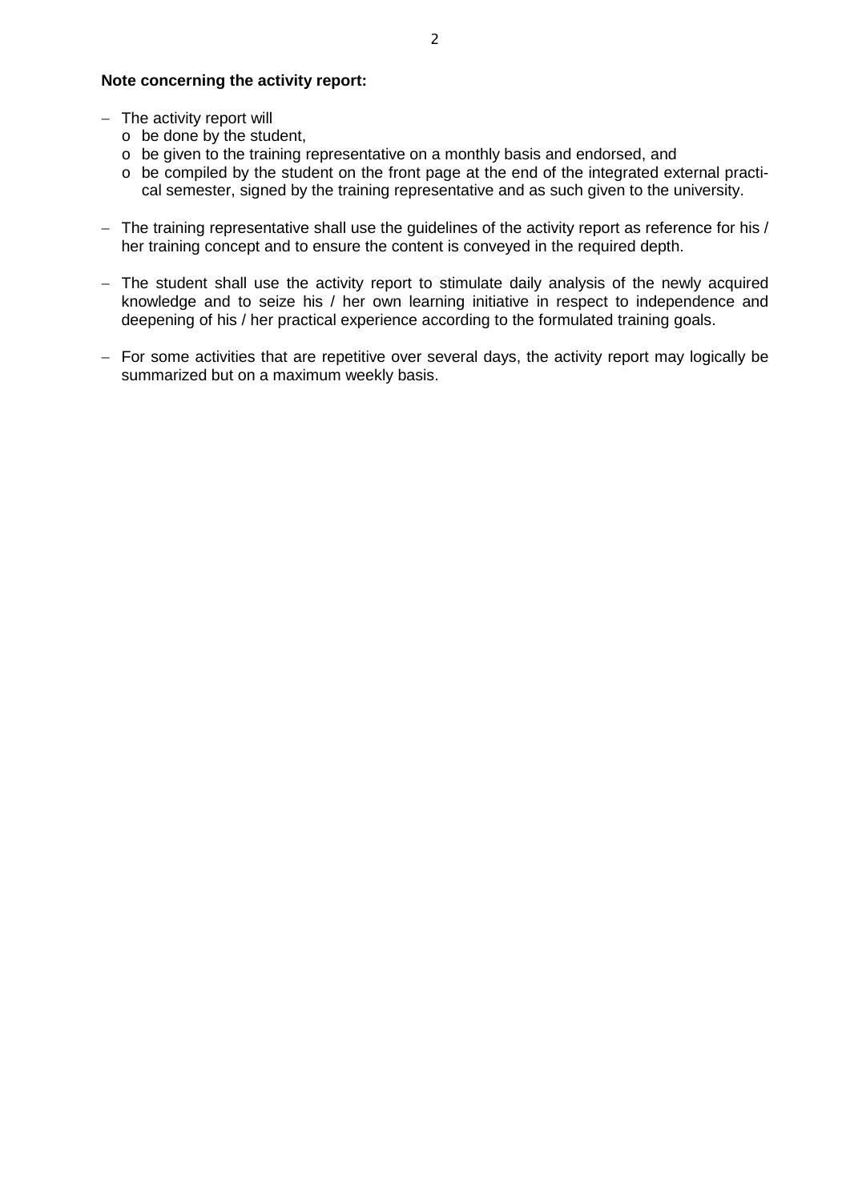**Note concerning the activity report:**

- The activity report will
  - be done by the student,
  - be given to the training representative on a monthly basis and endorsed, and
  - be compiled by the student on the front page at the end of the integrated external practical semester, signed by the training representative and as such given to the university.

- The training representative shall use the guidelines of the activity report as reference for his / her training concept and to ensure the content is conveyed in the required depth.

- The student shall use the activity report to stimulate daily analysis of the newly acquired knowledge and to seize his / her own learning initiative in respect to independence and deepening of his / her practical experience according to the formulated training goals.

- For some activities that are repetitive over several days, the activity report may logically be summarized but on a maximum weekly basis.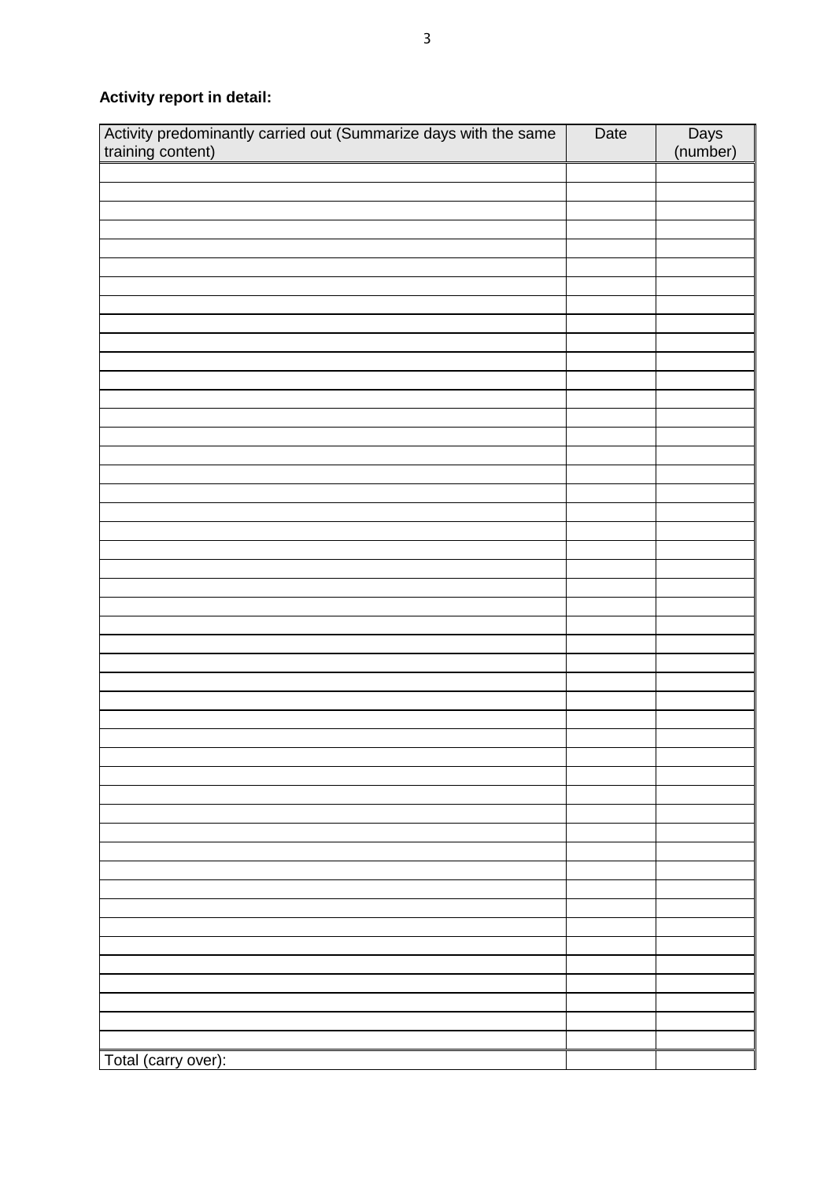**Activity report in detail:**

| Activity predominantly carried out (Summarize days with the same training content) | Date | Days (number) |
|---|---|---|
| | | |
| | | |
| | | |
| | | |
| | | |
| | | |
| | | |
| | | |
| | | |
| | | |
| | | |
| | | |
| | | |
| | | |
| | | |
| | | |
| | | |
| | | |
| | | |
| | | |
| | | |
| | | |
| | | |
| | | |
| | | |
| | | |
| | | |
| | | |
| | | |
| | | |
| | | |
| | | |
| | | |
| | | |
| | | |
| | | |
| | | |
| | | |
| | | |
| | | |
| | | |
| | | |
| | | |
| | | |
| | | |
| | | |
| | | |
| Total (carry over): | | |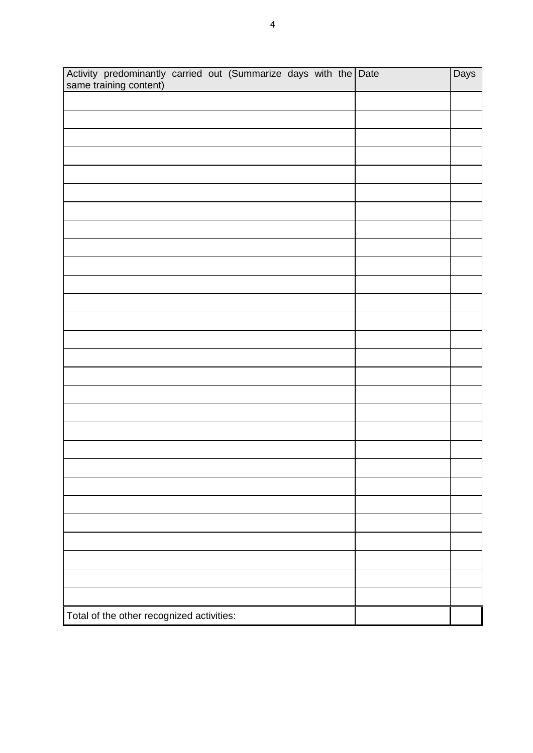| Activity predominantly carried out (Summarize days with the same training content) | Date | Days |
|---|---|---|
| | | |
| | | |
| | | |
| | | |
| | | |
| | | |
| | | |
| | | |
| | | |
| | | |
| | | |
| | | |
| | | |
| | | |
| | | |
| | | |
| | | |
| | | |
| | | |
| | | |
| | | |
| | | |
| | | |
| | | |
| | | |
| | | |
| | | |
| | | |
| Total of the other recognized activities: | | |